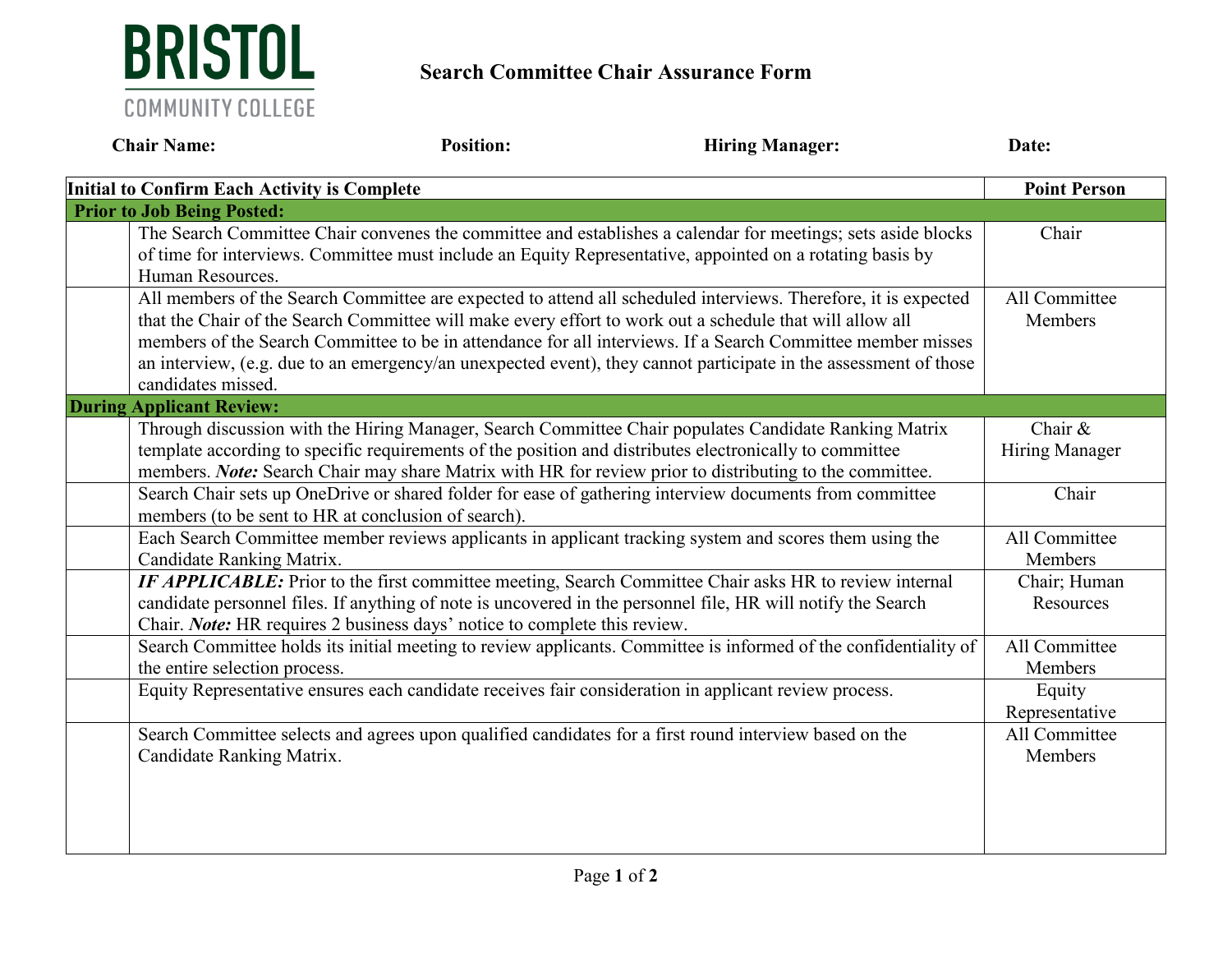BRISTOL
COMMUNITY COLLEGE

# Search Committee Chair Assurance Form

**Chair Name:** **Position:** **Hiring Manager:** **Date:**

| Initial to Confirm Each Activity is Complete | | Point Person |
|---|---|---|
| **Prior to Job Being Posted:** | | |
| | The Search Committee Chair convenes the committee and establishes a calendar for meetings; sets aside blocks of time for interviews. Committee must include an Equity Representative, appointed on a rotating basis by Human Resources. | Chair |
| | All members of the Search Committee are expected to attend all scheduled interviews. Therefore, it is expected that the Chair of the Search Committee will make every effort to work out a schedule that will allow all members of the Search Committee to be in attendance for all interviews. If a Search Committee member misses an interview, (e.g. due to an emergency/an unexpected event), they cannot participate in the assessment of those candidates missed. | All Committee Members |
| **During Applicant Review:** | | |
| | Through discussion with the Hiring Manager, Search Committee Chair populates Candidate Ranking Matrix template according to specific requirements of the position and distributes electronically to committee members. ***Note:*** Search Chair may share Matrix with HR for review prior to distributing to the committee. | Chair & Hiring Manager |
| | Search Chair sets up OneDrive or shared folder for ease of gathering interview documents from committee members (to be sent to HR at conclusion of search). | Chair |
| | Each Search Committee member reviews applicants in applicant tracking system and scores them using the Candidate Ranking Matrix. | All Committee Members |
| | ***IF APPLICABLE:*** Prior to the first committee meeting, Search Committee Chair asks HR to review internal candidate personnel files. If anything of note is uncovered in the personnel file, HR will notify the Search Chair. ***Note:*** HR requires 2 business days' notice to complete this review. | Chair; Human Resources |
| | Search Committee holds its initial meeting to review applicants. Committee is informed of the confidentiality of the entire selection process. | All Committee Members |
| | Equity Representative ensures each candidate receives fair consideration in applicant review process. | Equity Representative |
| | Search Committee selects and agrees upon qualified candidates for a first round interview based on the Candidate Ranking Matrix. | All Committee Members |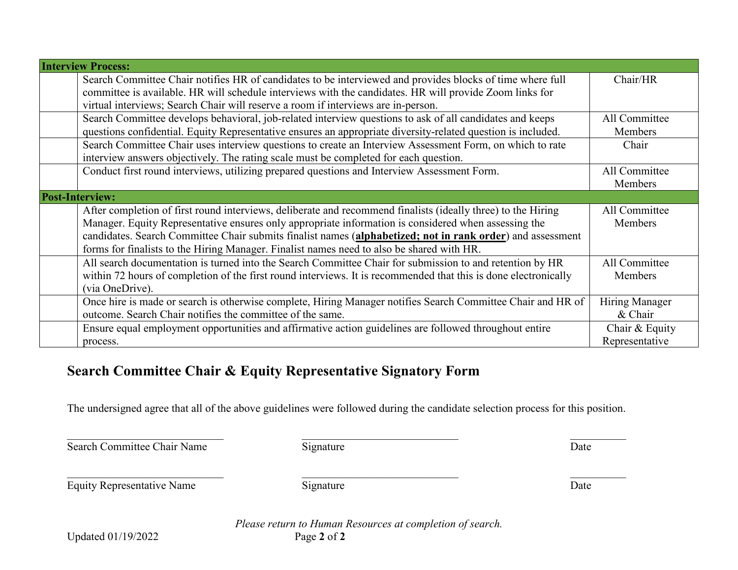| | | |
|---|---|---|
| **Interview Process:** | | |
| | Search Committee Chair notifies HR of candidates to be interviewed and provides blocks of time where full committee is available. HR will schedule interviews with the candidates. HR will provide Zoom links for virtual interviews; Search Chair will reserve a room if interviews are in-person. | Chair/HR |
| | Search Committee develops behavioral, job-related interview questions to ask of all candidates and keeps questions confidential. Equity Representative ensures an appropriate diversity-related question is included. | All Committee Members |
| | Search Committee Chair uses interview questions to create an Interview Assessment Form, on which to rate interview answers objectively. The rating scale must be completed for each question. | Chair |
| | Conduct first round interviews, utilizing prepared questions and Interview Assessment Form. | All Committee Members |
| **Post-Interview:** | | |
| | After completion of first round interviews, deliberate and recommend finalists (ideally three) to the Hiring Manager. Equity Representative ensures only appropriate information is considered when assessing the candidates. Search Committee Chair submits finalist names (**alphabetized; not in rank order**) and assessment forms for finalists to the Hiring Manager. Finalist names need to also be shared with HR. | All Committee Members |
| | All search documentation is turned into the Search Committee Chair for submission to and retention by HR within 72 hours of completion of the first round interviews. It is recommended that this is done electronically (via OneDrive). | All Committee Members |
| | Once hire is made or search is otherwise complete, Hiring Manager notifies Search Committee Chair and HR of outcome. Search Chair notifies the committee of the same. | Hiring Manager & Chair |
| | Ensure equal employment opportunities and affirmative action guidelines are followed throughout entire process. | Chair & Equity Representative |

## Search Committee Chair & Equity Representative Signatory Form

The undersigned agree that all of the above guidelines were followed during the candidate selection process for this position.

\_\_\_\_\_\_\_\_\_\_\_\_\_\_\_\_\_\_\_\_\_\_\_\_\_\_\_\_ \_\_\_\_\_\_\_\_\_\_\_\_\_\_\_\_\_\_\_\_\_\_\_\_\_\_\_\_ \_\_\_\_\_\_\_\_\_\_
Search Committee Chair Name Signature Date

\_\_\_\_\_\_\_\_\_\_\_\_\_\_\_\_\_\_\_\_\_\_\_\_\_\_\_\_ \_\_\_\_\_\_\_\_\_\_\_\_\_\_\_\_\_\_\_\_\_\_\_\_\_\_\_\_ \_\_\_\_\_\_\_\_\_\_
Equity Representative Name Signature Date

*Please return to Human Resources at completion of search.*

Updated 01/19/2022